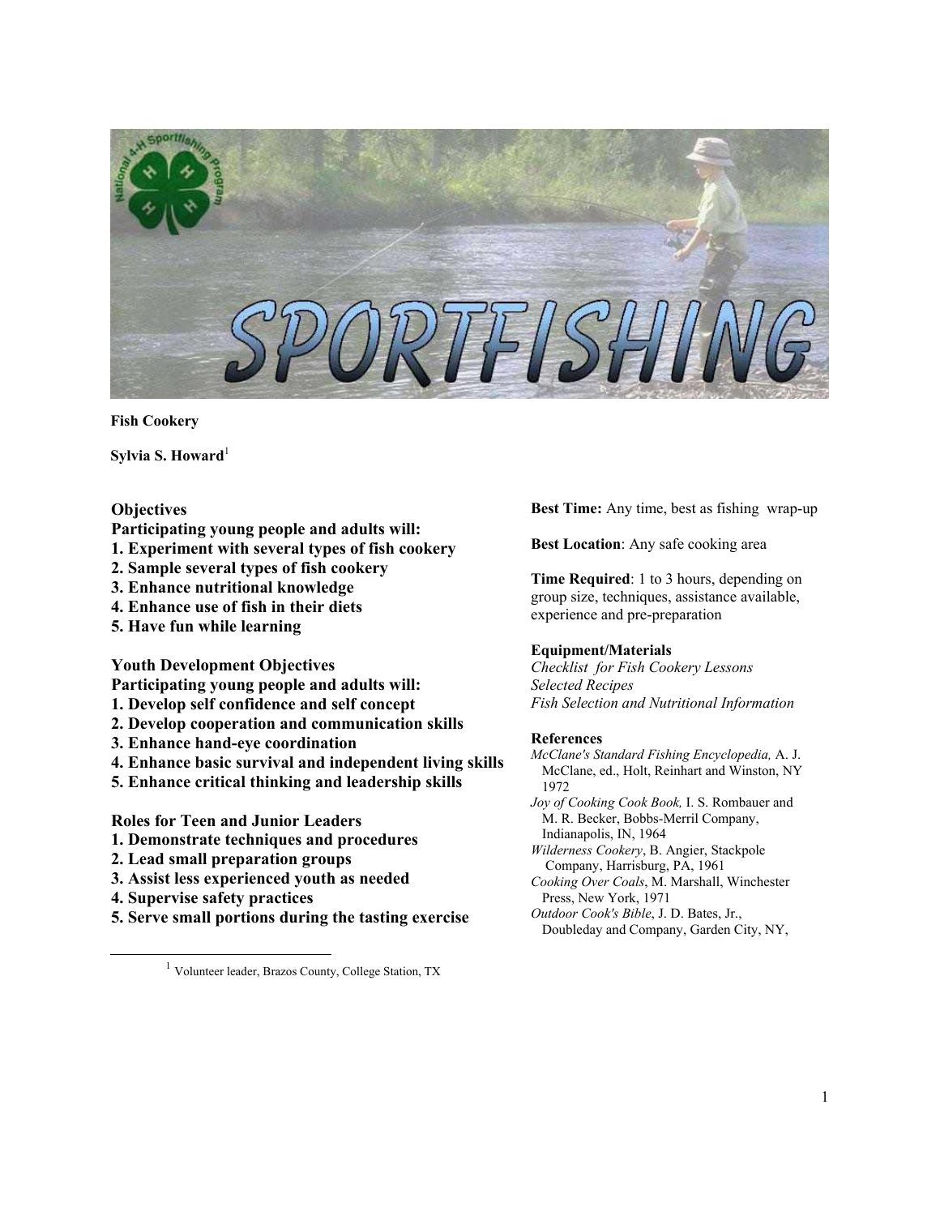# SPORTFISHING

**Fish Cookery**

**Sylvia S. Howard**[1]

## Objectives

**Participating young people and adults will:**

1. **Experiment with several types of fish cookery**
2. **Sample several types of fish cookery**
3. **Enhance nutritional knowledge**
4. **Enhance use of fish in their diets**
5. **Have fun while learning**

## Youth Development Objectives

**Participating young people and adults will:**

1. **Develop self confidence and self concept**
2. **Develop cooperation and communication skills**
3. **Enhance hand-eye coordination**
4. **Enhance basic survival and independent living skills**
5. **Enhance critical thinking and leadership skills**

## Roles for Teen and Junior Leaders

1. **Demonstrate techniques and procedures**
2. **Lead small preparation groups**
3. **Assist less experienced youth as needed**
4. **Supervise safety practices**
5. **Serve small portions during the tasting exercise**

**Best Time:** Any time, best as fishing wrap-up

**Best Location**: Any safe cooking area

**Time Required**: 1 to 3 hours, depending on group size, techniques, assistance available, experience and pre-preparation

**Equipment/Materials**

*Checklist for Fish Cookery Lessons*
*Selected Recipes*
*Fish Selection and Nutritional Information*

**References**

*McClane's Standard Fishing Encyclopedia,* A. J. McClane, ed., Holt, Reinhart and Winston, NY 1972

*Joy of Cooking Cook Book,* I. S. Rombauer and M. R. Becker, Bobbs-Merril Company, Indianapolis, IN, 1964

*Wilderness Cookery*, B. Angier, Stackpole Company, Harrisburg, PA, 1961

*Cooking Over Coals*, M. Marshall, Winchester Press, New York, 1971

*Outdoor Cook's Bible*, J. D. Bates, Jr., Doubleday and Company, Garden City, NY,

---

[1] Volunteer leader, Brazos County, College Station, TX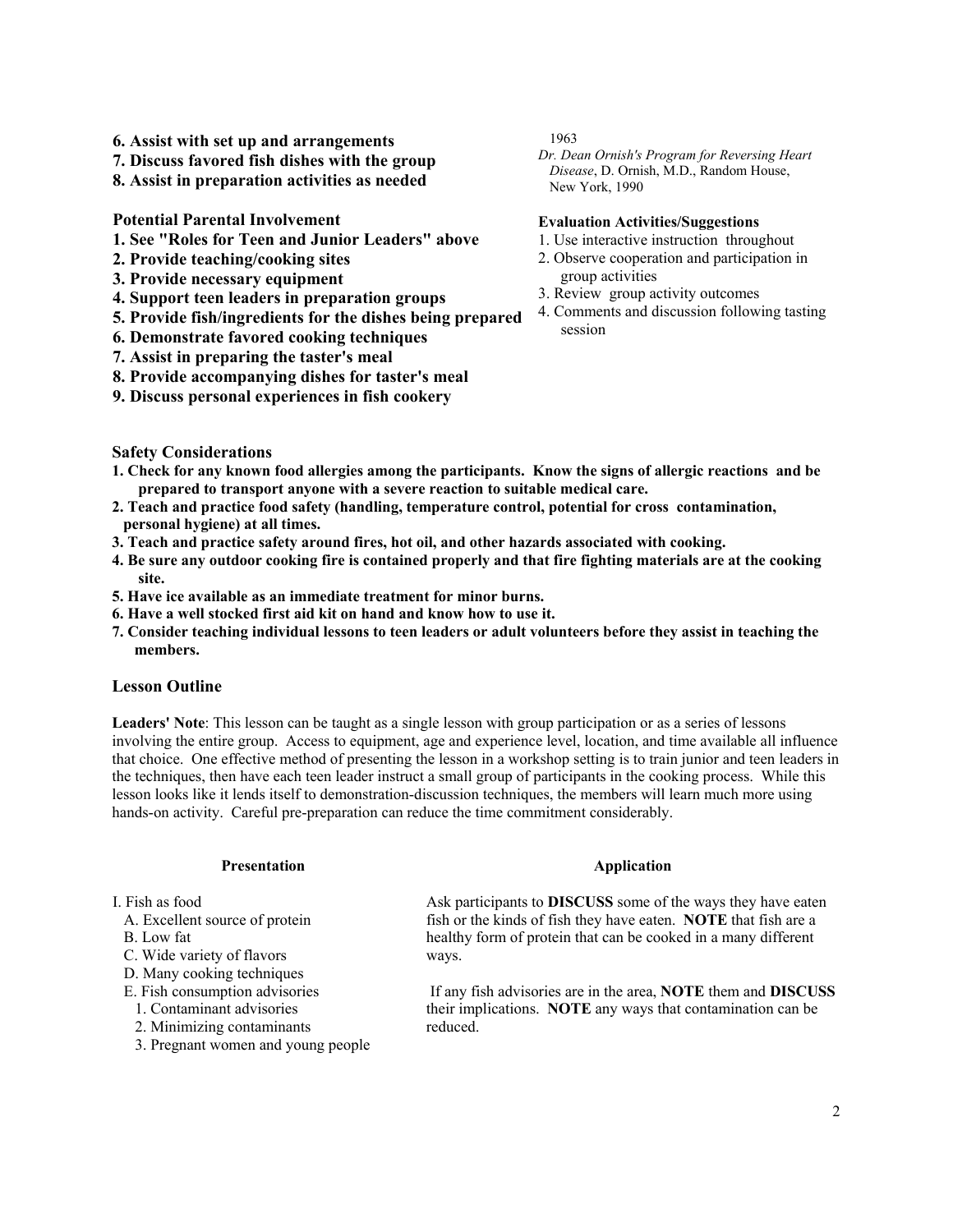**6. Assist with set up and arrangements**
**7. Discuss favored fish dishes with the group**
**8. Assist in preparation activities as needed**

**Potential Parental Involvement**

**1. See "Roles for Teen and Junior Leaders" above**
**2. Provide teaching/cooking sites**
**3. Provide necessary equipment**
**4. Support teen leaders in preparation groups**
**5. Provide fish/ingredients for the dishes being prepared**
**6. Demonstrate favored cooking techniques**
**7. Assist in preparing the taster's meal**
**8. Provide accompanying dishes for taster's meal**
**9. Discuss personal experiences in fish cookery**

1963

*Dr. Dean Ornish's Program for Reversing Heart Disease*, D. Ornish, M.D., Random House, New York, 1990

**Evaluation Activities/Suggestions**

1. Use interactive instruction throughout
2. Observe cooperation and participation in group activities
3. Review group activity outcomes
4. Comments and discussion following tasting session

**Safety Considerations**

**1. Check for any known food allergies among the participants. Know the signs of allergic reactions and be prepared to transport anyone with a severe reaction to suitable medical care.**
**2. Teach and practice food safety (handling, temperature control, potential for cross contamination, personal hygiene) at all times.**
**3. Teach and practice safety around fires, hot oil, and other hazards associated with cooking.**
**4. Be sure any outdoor cooking fire is contained properly and that fire fighting materials are at the cooking site.**
**5. Have ice available as an immediate treatment for minor burns.**
**6. Have a well stocked first aid kit on hand and know how to use it.**
**7. Consider teaching individual lessons to teen leaders or adult volunteers before they assist in teaching the members.**

**Lesson Outline**

**Leaders' Note**: This lesson can be taught as a single lesson with group participation or as a series of lessons involving the entire group. Access to equipment, age and experience level, location, and time available all influence that choice. One effective method of presenting the lesson in a workshop setting is to train junior and teen leaders in the techniques, then have each teen leader instruct a small group of participants in the cooking process. While this lesson looks like it lends itself to demonstration-discussion techniques, the members will learn much more using hands-on activity. Careful pre-preparation can reduce the time commitment considerably.

| Presentation | Application |
|---|---|
| I. Fish as food<br>A. Excellent source of protein<br>B. Low fat<br>C. Wide variety of flavors<br>D. Many cooking techniques | Ask participants to **DISCUSS** some of the ways they have eaten fish or the kinds of fish they have eaten. **NOTE** that fish are a healthy form of protein that can be cooked in a many different ways. |
| E. Fish consumption advisories<br>1. Contaminant advisories<br>2. Minimizing contaminants<br>3. Pregnant women and young people | If any fish advisories are in the area, **NOTE** them and **DISCUSS** their implications. **NOTE** any ways that contamination can be reduced. |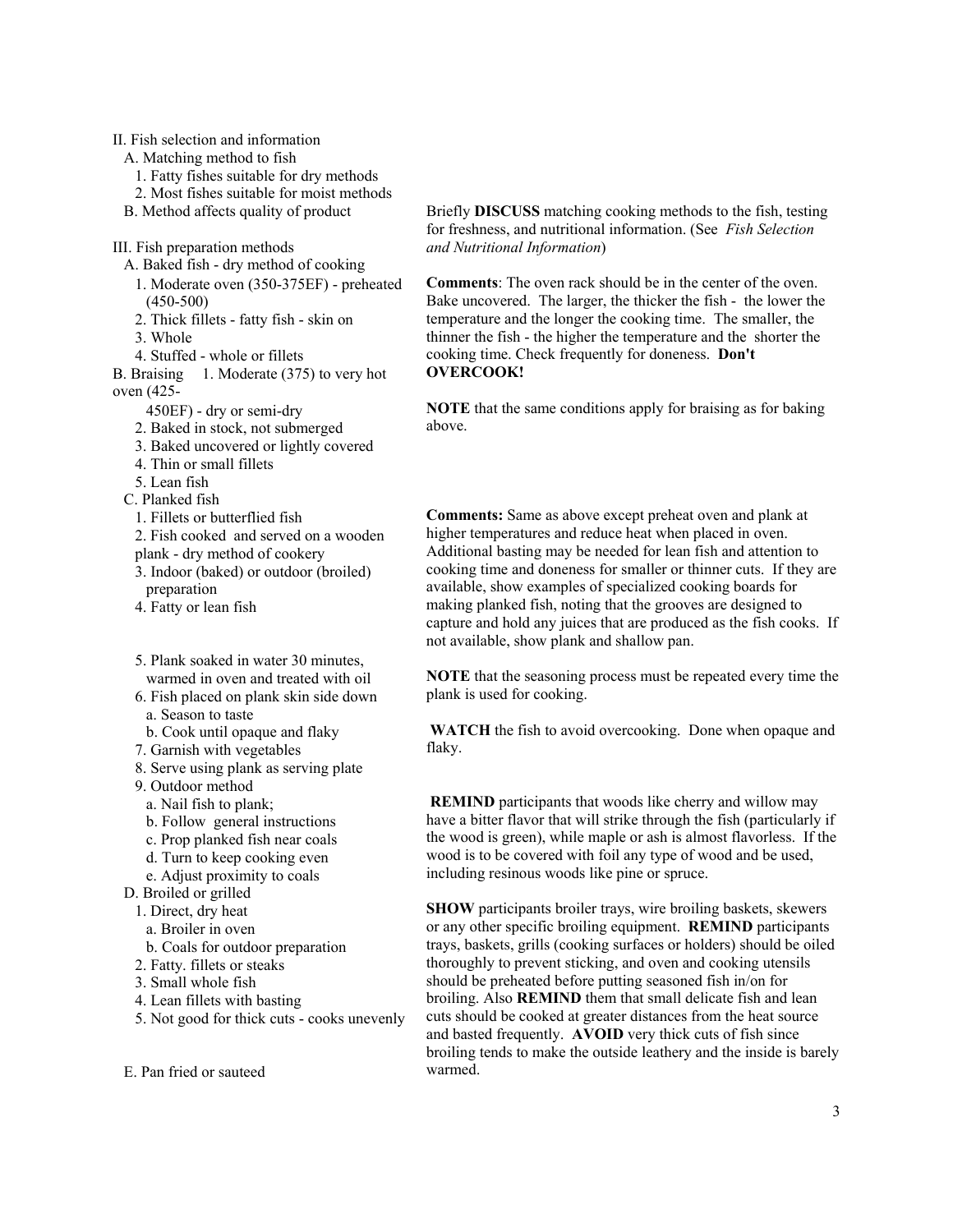II. Fish selection and information

- A. Matching method to fish
  1. Fatty fishes suitable for dry methods
  2. Most fishes suitable for moist methods
- B. Method affects quality of product

Briefly **DISCUSS** matching cooking methods to the fish, testing for freshness, and nutritional information. (See *Fish Selection and Nutritional Information*)

III. Fish preparation methods

- A. Baked fish - dry method of cooking
  1. Moderate oven (350-375EF) - preheated (450-500)
  2. Thick fillets - fatty fish - skin on
  3. Whole
  4. Stuffed - whole or fillets

**Comments**: The oven rack should be in the center of the oven. Bake uncovered. The larger, the thicker the fish - the lower the temperature and the longer the cooking time. The smaller, the thinner the fish - the higher the temperature and the shorter the cooking time. Check frequently for doneness. **Don't OVERCOOK!**

- B. Braising
  1. Moderate (375) to very hot oven (425-450EF) - dry or semi-dry
  2. Baked in stock, not submerged
  3. Baked uncovered or lightly covered
  4. Thin or small fillets
  5. Lean fish

**NOTE** that the same conditions apply for braising as for baking above.

- C. Planked fish
  1. Fillets or butterflied fish
  2. Fish cooked and served on a wooden plank - dry method of cookery
  3. Indoor (baked) or outdoor (broiled) preparation
  4. Fatty or lean fish

**Comments:** Same as above except preheat oven and plank at higher temperatures and reduce heat when placed in oven. Additional basting may be needed for lean fish and attention to cooking time and doneness for smaller or thinner cuts. If they are available, show examples of specialized cooking boards for making planked fish, noting that the grooves are designed to capture and hold any juices that are produced as the fish cooks. If not available, show plank and shallow pan.

  5. Plank soaked in water 30 minutes, warmed in oven and treated with oil
  6. Fish placed on plank skin side down
     - a. Season to taste
     - b. Cook until opaque and flaky

**NOTE** that the seasoning process must be repeated every time the plank is used for cooking.

**WATCH** the fish to avoid overcooking. Done when opaque and flaky.

  7. Garnish with vegetables
  8. Serve using plank as serving plate
  9. Outdoor method
     - a. Nail fish to plank;
     - b. Follow general instructions
     - c. Prop planked fish near coals
     - d. Turn to keep cooking even
     - e. Adjust proximity to coals

**REMIND** participants that woods like cherry and willow may have a bitter flavor that will strike through the fish (particularly if the wood is green), while maple or ash is almost flavorless. If the wood is to be covered with foil any type of wood and be used, including resinous woods like pine or spruce.

- D. Broiled or grilled
  1. Direct, dry heat
     - a. Broiler in oven
     - b. Coals for outdoor preparation
  2. Fatty. fillets or steaks
  3. Small whole fish
  4. Lean fillets with basting
  5. Not good for thick cuts - cooks unevenly

**SHOW** participants broiler trays, wire broiling baskets, skewers or any other specific broiling equipment. **REMIND** participants trays, baskets, grills (cooking surfaces or holders) should be oiled thoroughly to prevent sticking, and oven and cooking utensils should be preheated before putting seasoned fish in/on for broiling. Also **REMIND** them that small delicate fish and lean cuts should be cooked at greater distances from the heat source and basted frequently. **AVOID** very thick cuts of fish since broiling tends to make the outside leathery and the inside is barely warmed.

- E. Pan fried or sauteed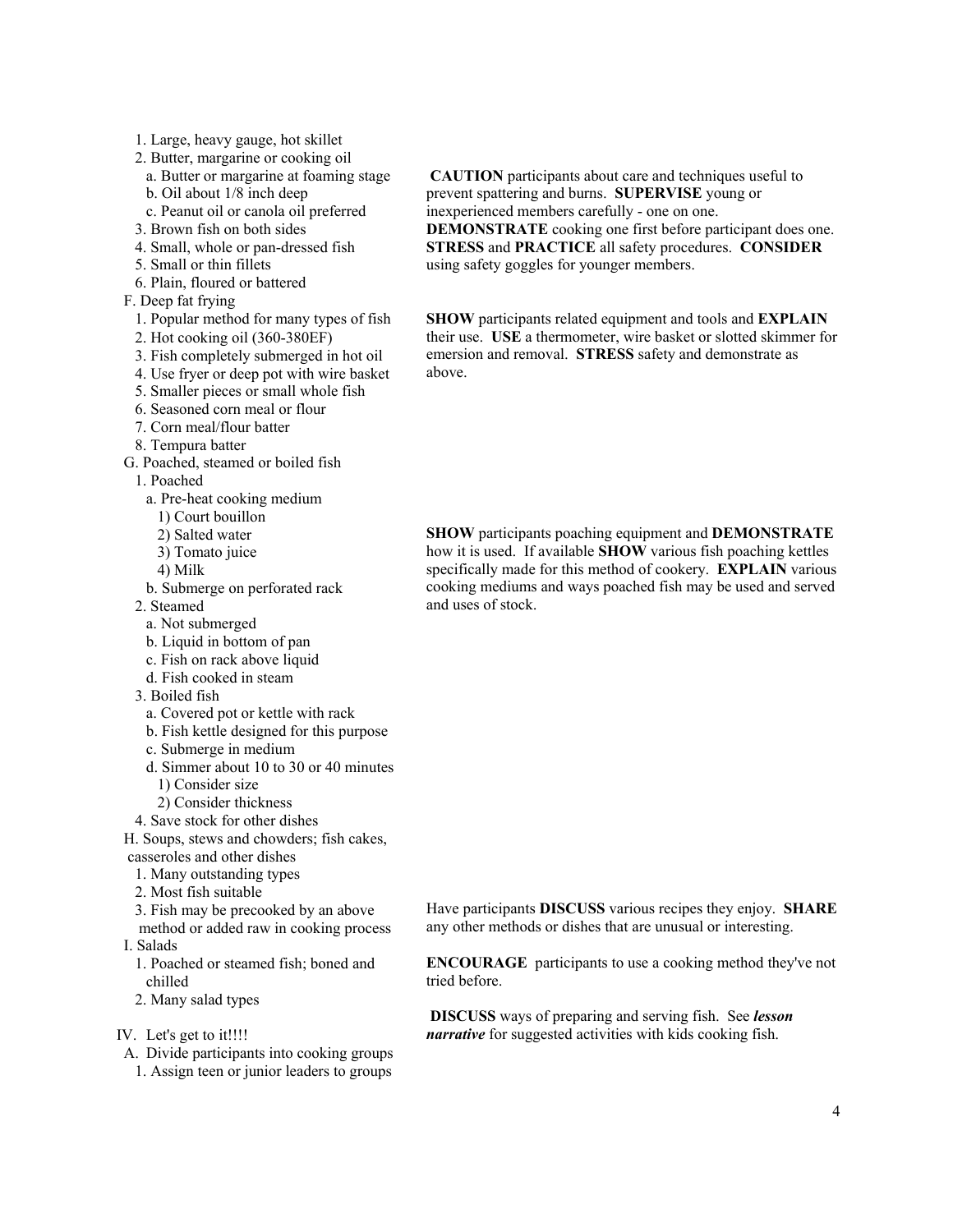1. Large, heavy gauge, hot skillet
2. Butter, margarine or cooking oil
   a. Butter or margarine at foaming stage
   b. Oil about 1/8 inch deep
   c. Peanut oil or canola oil preferred
3. Brown fish on both sides
4. Small, whole or pan-dressed fish
5. Small or thin fillets
6. Plain, floured or battered

**CAUTION** participants about care and techniques useful to prevent spattering and burns. **SUPERVISE** young or inexperienced members carefully - one on one. **DEMONSTRATE** cooking one first before participant does one. **STRESS** and **PRACTICE** all safety procedures. **CONSIDER** using safety goggles for younger members.

F. Deep fat frying
1. Popular method for many types of fish
2. Hot cooking oil (360-380EF)
3. Fish completely submerged in hot oil
4. Use fryer or deep pot with wire basket
5. Smaller pieces or small whole fish
6. Seasoned corn meal or flour
7. Corn meal/flour batter
8. Tempura batter

**SHOW** participants related equipment and tools and **EXPLAIN** their use. **USE** a thermometer, wire basket or slotted skimmer for emersion and removal. **STRESS** safety and demonstrate as above.

G. Poached, steamed or boiled fish
1. Poached
   a. Pre-heat cooking medium
      1) Court bouillon
      2) Salted water
      3) Tomato juice
      4) Milk
   b. Submerge on perforated rack
2. Steamed
   a. Not submerged
   b. Liquid in bottom of pan
   c. Fish on rack above liquid
   d. Fish cooked in steam
3. Boiled fish
   a. Covered pot or kettle with rack
   b. Fish kettle designed for this purpose
   c. Submerge in medium
   d. Simmer about 10 to 30 or 40 minutes
      1) Consider size
      2) Consider thickness
4. Save stock for other dishes

**SHOW** participants poaching equipment and **DEMONSTRATE** how it is used. If available **SHOW** various fish poaching kettles specifically made for this method of cookery. **EXPLAIN** various cooking mediums and ways poached fish may be used and served and uses of stock.

H. Soups, stews and chowders; fish cakes, casseroles and other dishes
1. Many outstanding types
2. Most fish suitable
3. Fish may be precooked by an above method or added raw in cooking process

Have participants **DISCUSS** various recipes they enjoy. **SHARE** any other methods or dishes that are unusual or interesting.

I. Salads
1. Poached or steamed fish; boned and chilled
2. Many salad types

**ENCOURAGE** participants to use a cooking method they've not tried before.

IV. Let's get to it!!!!
A. Divide participants into cooking groups
1. Assign teen or junior leaders to groups

**DISCUSS** ways of preparing and serving fish. See ***lesson narrative*** for suggested activities with kids cooking fish.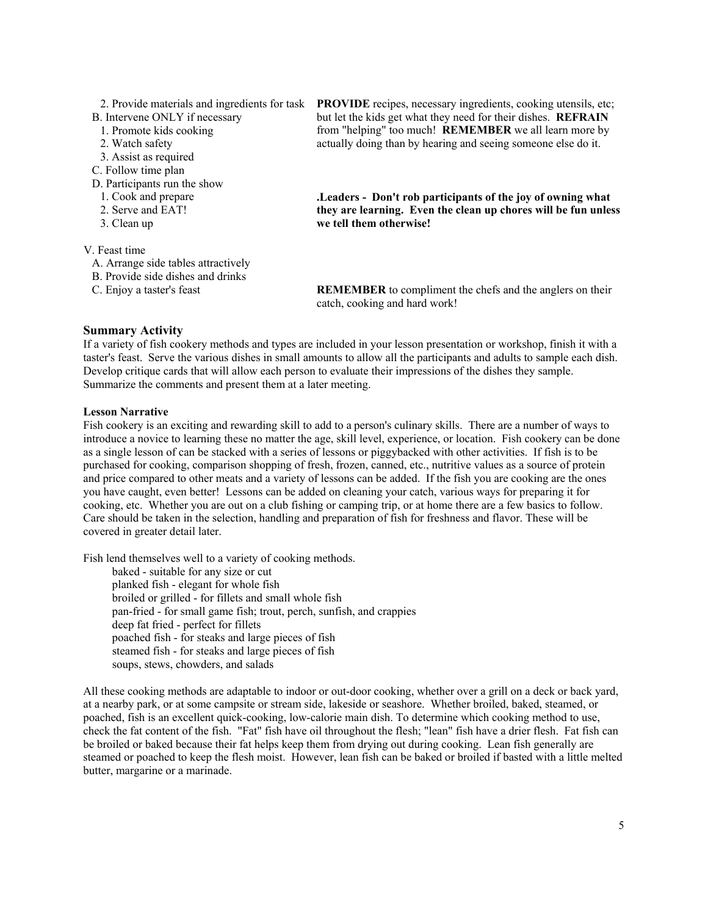2. Provide materials and ingredients for task
B. Intervene ONLY if necessary
1. Promote kids cooking
2. Watch safety
3. Assist as required
C. Follow time plan
D. Participants run the show
1. Cook and prepare
2. Serve and EAT!
3. Clean up

**PROVIDE** recipes, necessary ingredients, cooking utensils, etc; but let the kids get what they need for their dishes. **REFRAIN** from "helping" too much! **REMEMBER** we all learn more by actually doing than by hearing and seeing someone else do it.

**.Leaders - Don't rob participants of the joy of owning what they are learning. Even the clean up chores will be fun unless we tell them otherwise!**

V. Feast time
A. Arrange side tables attractively
B. Provide side dishes and drinks
C. Enjoy a taster's feast

**REMEMBER** to compliment the chefs and the anglers on their catch, cooking and hard work!

## Summary Activity

If a variety of fish cookery methods and types are included in your lesson presentation or workshop, finish it with a taster's feast. Serve the various dishes in small amounts to allow all the participants and adults to sample each dish. Develop critique cards that will allow each person to evaluate their impressions of the dishes they sample. Summarize the comments and present them at a later meeting.

### Lesson Narrative

Fish cookery is an exciting and rewarding skill to add to a person's culinary skills. There are a number of ways to introduce a novice to learning these no matter the age, skill level, experience, or location. Fish cookery can be done as a single lesson of can be stacked with a series of lessons or piggybacked with other activities. If fish is to be purchased for cooking, comparison shopping of fresh, frozen, canned, etc., nutritive values as a source of protein and price compared to other meats and a variety of lessons can be added. If the fish you are cooking are the ones you have caught, even better! Lessons can be added on cleaning your catch, various ways for preparing it for cooking, etc. Whether you are out on a club fishing or camping trip, or at home there are a few basics to follow. Care should be taken in the selection, handling and preparation of fish for freshness and flavor. These will be covered in greater detail later.

Fish lend themselves well to a variety of cooking methods.

baked - suitable for any size or cut
planked fish - elegant for whole fish
broiled or grilled - for fillets and small whole fish
pan-fried - for small game fish; trout, perch, sunfish, and crappies
deep fat fried - perfect for fillets
poached fish - for steaks and large pieces of fish
steamed fish - for steaks and large pieces of fish
soups, stews, chowders, and salads

All these cooking methods are adaptable to indoor or out-door cooking, whether over a grill on a deck or back yard, at a nearby park, or at some campsite or stream side, lakeside or seashore. Whether broiled, baked, steamed, or poached, fish is an excellent quick-cooking, low-calorie main dish. To determine which cooking method to use, check the fat content of the fish. "Fat" fish have oil throughout the flesh; "lean" fish have a drier flesh. Fat fish can be broiled or baked because their fat helps keep them from drying out during cooking. Lean fish generally are steamed or poached to keep the flesh moist. However, lean fish can be baked or broiled if basted with a little melted butter, margarine or a marinade.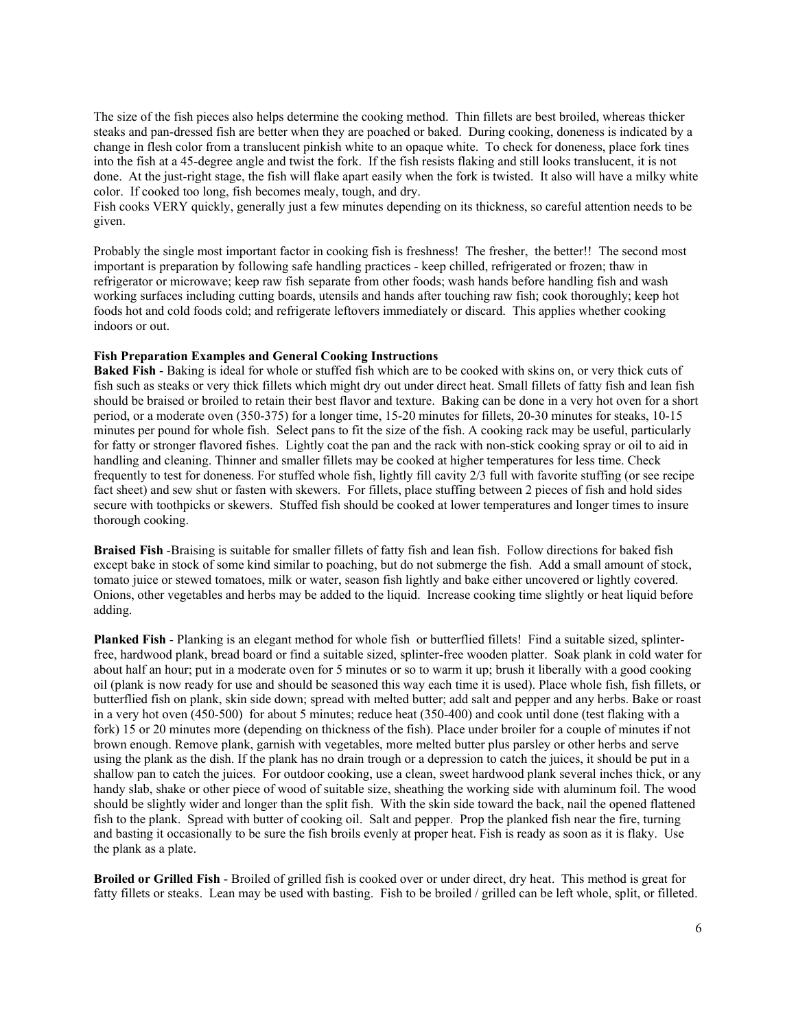The size of the fish pieces also helps determine the cooking method. Thin fillets are best broiled, whereas thicker steaks and pan-dressed fish are better when they are poached or baked. During cooking, doneness is indicated by a change in flesh color from a translucent pinkish white to an opaque white. To check for doneness, place fork tines into the fish at a 45-degree angle and twist the fork. If the fish resists flaking and still looks translucent, it is not done. At the just-right stage, the fish will flake apart easily when the fork is twisted. It also will have a milky white color. If cooked too long, fish becomes mealy, tough, and dry.
Fish cooks VERY quickly, generally just a few minutes depending on its thickness, so careful attention needs to be given.

Probably the single most important factor in cooking fish is freshness! The fresher, the better!! The second most important is preparation by following safe handling practices - keep chilled, refrigerated or frozen; thaw in refrigerator or microwave; keep raw fish separate from other foods; wash hands before handling fish and wash working surfaces including cutting boards, utensils and hands after touching raw fish; cook thoroughly; keep hot foods hot and cold foods cold; and refrigerate leftovers immediately or discard. This applies whether cooking indoors or out.

**Fish Preparation Examples and General Cooking Instructions**

**Baked Fish** - Baking is ideal for whole or stuffed fish which are to be cooked with skins on, or very thick cuts of fish such as steaks or very thick fillets which might dry out under direct heat. Small fillets of fatty fish and lean fish should be braised or broiled to retain their best flavor and texture. Baking can be done in a very hot oven for a short period, or a moderate oven (350-375) for a longer time, 15-20 minutes for fillets, 20-30 minutes for steaks, 10-15 minutes per pound for whole fish. Select pans to fit the size of the fish. A cooking rack may be useful, particularly for fatty or stronger flavored fishes. Lightly coat the pan and the rack with non-stick cooking spray or oil to aid in handling and cleaning. Thinner and smaller fillets may be cooked at higher temperatures for less time. Check frequently to test for doneness. For stuffed whole fish, lightly fill cavity 2/3 full with favorite stuffing (or see recipe fact sheet) and sew shut or fasten with skewers. For fillets, place stuffing between 2 pieces of fish and hold sides secure with toothpicks or skewers. Stuffed fish should be cooked at lower temperatures and longer times to insure thorough cooking.

**Braised Fish** -Braising is suitable for smaller fillets of fatty fish and lean fish. Follow directions for baked fish except bake in stock of some kind similar to poaching, but do not submerge the fish. Add a small amount of stock, tomato juice or stewed tomatoes, milk or water, season fish lightly and bake either uncovered or lightly covered. Onions, other vegetables and herbs may be added to the liquid. Increase cooking time slightly or heat liquid before adding.

**Planked Fish** - Planking is an elegant method for whole fish or butterflied fillets! Find a suitable sized, splinter-free, hardwood plank, bread board or find a suitable sized, splinter-free wooden platter. Soak plank in cold water for about half an hour; put in a moderate oven for 5 minutes or so to warm it up; brush it liberally with a good cooking oil (plank is now ready for use and should be seasoned this way each time it is used). Place whole fish, fish fillets, or butterflied fish on plank, skin side down; spread with melted butter; add salt and pepper and any herbs. Bake or roast in a very hot oven (450-500) for about 5 minutes; reduce heat (350-400) and cook until done (test flaking with a fork) 15 or 20 minutes more (depending on thickness of the fish). Place under broiler for a couple of minutes if not brown enough. Remove plank, garnish with vegetables, more melted butter plus parsley or other herbs and serve using the plank as the dish. If the plank has no drain trough or a depression to catch the juices, it should be put in a shallow pan to catch the juices. For outdoor cooking, use a clean, sweet hardwood plank several inches thick, or any handy slab, shake or other piece of wood of suitable size, sheathing the working side with aluminum foil. The wood should be slightly wider and longer than the split fish. With the skin side toward the back, nail the opened flattened fish to the plank. Spread with butter of cooking oil. Salt and pepper. Prop the planked fish near the fire, turning and basting it occasionally to be sure the fish broils evenly at proper heat. Fish is ready as soon as it is flaky. Use the plank as a plate.

**Broiled or Grilled Fish** - Broiled of grilled fish is cooked over or under direct, dry heat. This method is great for fatty fillets or steaks. Lean may be used with basting. Fish to be broiled / grilled can be left whole, split, or filleted.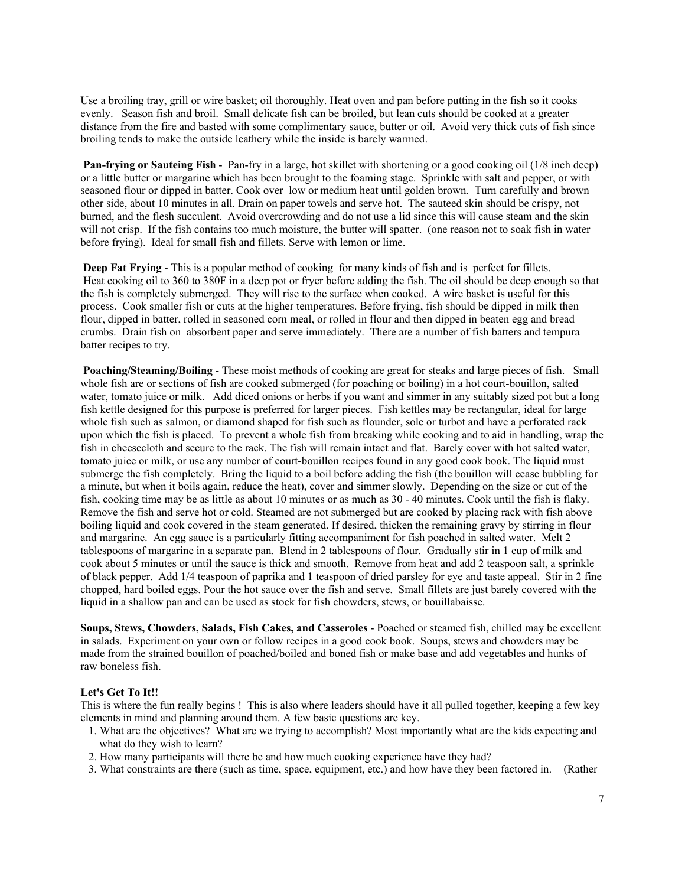Use a broiling tray, grill or wire basket; oil thoroughly. Heat oven and pan before putting in the fish so it cooks evenly. Season fish and broil. Small delicate fish can be broiled, but lean cuts should be cooked at a greater distance from the fire and basted with some complimentary sauce, butter or oil. Avoid very thick cuts of fish since broiling tends to make the outside leathery while the inside is barely warmed.

**Pan-frying or Sauteing Fish** - Pan-fry in a large, hot skillet with shortening or a good cooking oil (1/8 inch deep) or a little butter or margarine which has been brought to the foaming stage. Sprinkle with salt and pepper, or with seasoned flour or dipped in batter. Cook over low or medium heat until golden brown. Turn carefully and brown other side, about 10 minutes in all. Drain on paper towels and serve hot. The sauteed skin should be crispy, not burned, and the flesh succulent. Avoid overcrowding and do not use a lid since this will cause steam and the skin will not crisp. If the fish contains too much moisture, the butter will spatter. (one reason not to soak fish in water before frying). Ideal for small fish and fillets. Serve with lemon or lime.

**Deep Fat Frying** - This is a popular method of cooking for many kinds of fish and is perfect for fillets. Heat cooking oil to 360 to 380F in a deep pot or fryer before adding the fish. The oil should be deep enough so that the fish is completely submerged. They will rise to the surface when cooked. A wire basket is useful for this process. Cook smaller fish or cuts at the higher temperatures. Before frying, fish should be dipped in milk then flour, dipped in batter, rolled in seasoned corn meal, or rolled in flour and then dipped in beaten egg and bread crumbs. Drain fish on absorbent paper and serve immediately. There are a number of fish batters and tempura batter recipes to try.

**Poaching/Steaming/Boiling** - These moist methods of cooking are great for steaks and large pieces of fish. Small whole fish are or sections of fish are cooked submerged (for poaching or boiling) in a hot court-bouillon, salted water, tomato juice or milk. Add diced onions or herbs if you want and simmer in any suitably sized pot but a long fish kettle designed for this purpose is preferred for larger pieces. Fish kettles may be rectangular, ideal for large whole fish such as salmon, or diamond shaped for fish such as flounder, sole or turbot and have a perforated rack upon which the fish is placed. To prevent a whole fish from breaking while cooking and to aid in handling, wrap the fish in cheesecloth and secure to the rack. The fish will remain intact and flat. Barely cover with hot salted water, tomato juice or milk, or use any number of court-bouillon recipes found in any good cook book. The liquid must submerge the fish completely. Bring the liquid to a boil before adding the fish (the bouillon will cease bubbling for a minute, but when it boils again, reduce the heat), cover and simmer slowly. Depending on the size or cut of the fish, cooking time may be as little as about 10 minutes or as much as 30 - 40 minutes. Cook until the fish is flaky. Remove the fish and serve hot or cold. Steamed are not submerged but are cooked by placing rack with fish above boiling liquid and cook covered in the steam generated. If desired, thicken the remaining gravy by stirring in flour and margarine. An egg sauce is a particularly fitting accompaniment for fish poached in salted water. Melt 2 tablespoons of margarine in a separate pan. Blend in 2 tablespoons of flour. Gradually stir in 1 cup of milk and cook about 5 minutes or until the sauce is thick and smooth. Remove from heat and add 2 teaspoon salt, a sprinkle of black pepper. Add 1/4 teaspoon of paprika and 1 teaspoon of dried parsley for eye and taste appeal. Stir in 2 fine chopped, hard boiled eggs. Pour the hot sauce over the fish and serve. Small fillets are just barely covered with the liquid in a shallow pan and can be used as stock for fish chowders, stews, or bouillabaisse.

**Soups, Stews, Chowders, Salads, Fish Cakes, and Casseroles** - Poached or steamed fish, chilled may be excellent in salads. Experiment on your own or follow recipes in a good cook book. Soups, stews and chowders may be made from the strained bouillon of poached/boiled and boned fish or make base and add vegetables and hunks of raw boneless fish.

**Let's Get To It!!**

This is where the fun really begins ! This is also where leaders should have it all pulled together, keeping a few key elements in mind and planning around them. A few basic questions are key.

1. What are the objectives? What are we trying to accomplish? Most importantly what are the kids expecting and what do they wish to learn?
2. How many participants will there be and how much cooking experience have they had?
3. What constraints are there (such as time, space, equipment, etc.) and how have they been factored in. (Rather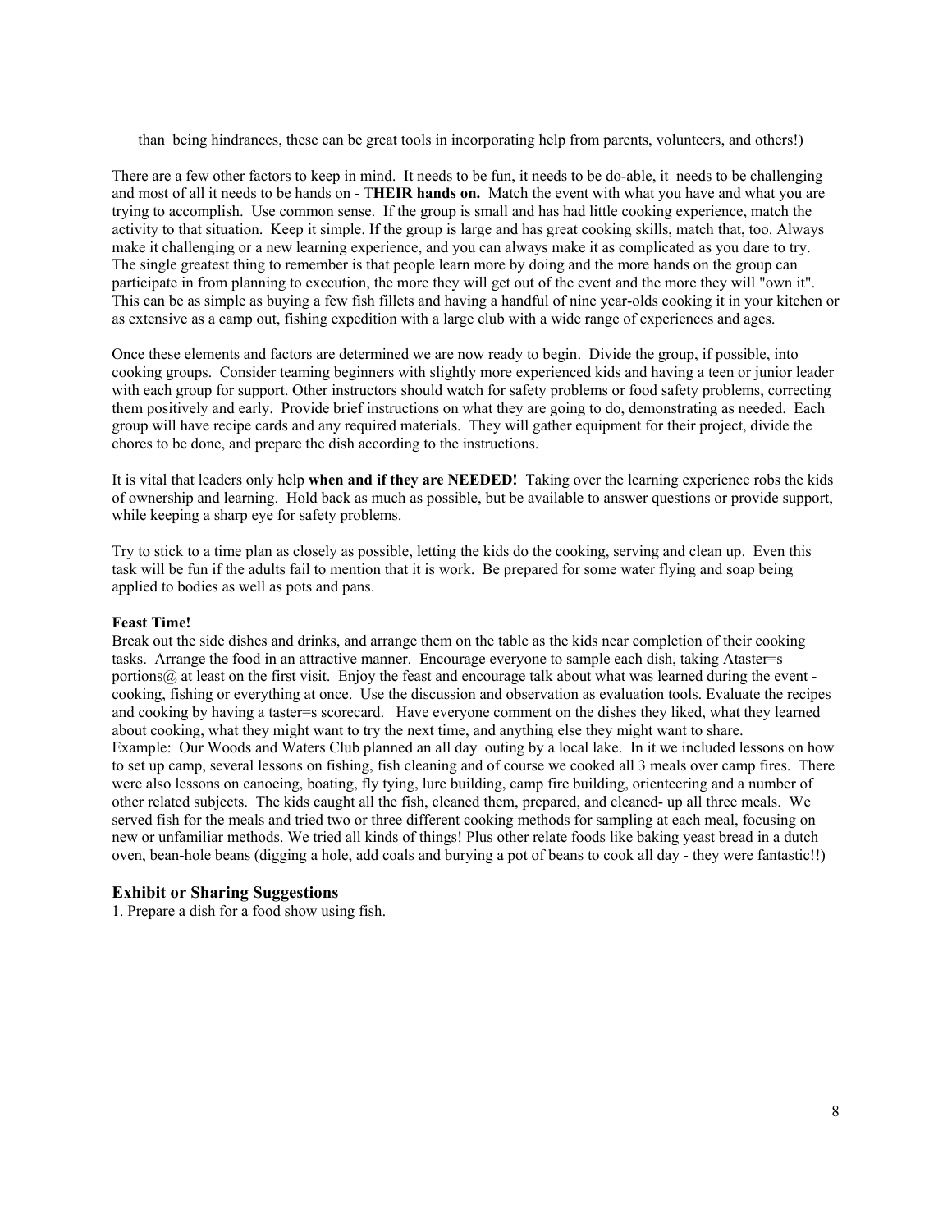than being hindrances, these can be great tools in incorporating help from parents, volunteers, and others!)

There are a few other factors to keep in mind. It needs to be fun, it needs to be do-able, it needs to be challenging and most of all it needs to be hands on - T**HEIR hands on.** Match the event with what you have and what you are trying to accomplish. Use common sense. If the group is small and has had little cooking experience, match the activity to that situation. Keep it simple. If the group is large and has great cooking skills, match that, too. Always make it challenging or a new learning experience, and you can always make it as complicated as you dare to try. The single greatest thing to remember is that people learn more by doing and the more hands on the group can participate in from planning to execution, the more they will get out of the event and the more they will "own it". This can be as simple as buying a few fish fillets and having a handful of nine year-olds cooking it in your kitchen or as extensive as a camp out, fishing expedition with a large club with a wide range of experiences and ages.

Once these elements and factors are determined we are now ready to begin. Divide the group, if possible, into cooking groups. Consider teaming beginners with slightly more experienced kids and having a teen or junior leader with each group for support. Other instructors should watch for safety problems or food safety problems, correcting them positively and early. Provide brief instructions on what they are going to do, demonstrating as needed. Each group will have recipe cards and any required materials. They will gather equipment for their project, divide the chores to be done, and prepare the dish according to the instructions.

It is vital that leaders only help **when and if they are NEEDED!** Taking over the learning experience robs the kids of ownership and learning. Hold back as much as possible, but be available to answer questions or provide support, while keeping a sharp eye for safety problems.

Try to stick to a time plan as closely as possible, letting the kids do the cooking, serving and clean up. Even this task will be fun if the adults fail to mention that it is work. Be prepared for some water flying and soap being applied to bodies as well as pots and pans.

**Feast Time!**

Break out the side dishes and drinks, and arrange them on the table as the kids near completion of their cooking tasks. Arrange the food in an attractive manner. Encourage everyone to sample each dish, taking Ataster=s portions@ at least on the first visit. Enjoy the feast and encourage talk about what was learned during the event - cooking, fishing or everything at once. Use the discussion and observation as evaluation tools. Evaluate the recipes and cooking by having a taster=s scorecard. Have everyone comment on the dishes they liked, what they learned about cooking, what they might want to try the next time, and anything else they might want to share.

Example: Our Woods and Waters Club planned an all day outing by a local lake. In it we included lessons on how to set up camp, several lessons on fishing, fish cleaning and of course we cooked all 3 meals over camp fires. There were also lessons on canoeing, boating, fly tying, lure building, camp fire building, orienteering and a number of other related subjects. The kids caught all the fish, cleaned them, prepared, and cleaned- up all three meals. We served fish for the meals and tried two or three different cooking methods for sampling at each meal, focusing on new or unfamiliar methods. We tried all kinds of things! Plus other relate foods like baking yeast bread in a dutch oven, bean-hole beans (digging a hole, add coals and burying a pot of beans to cook all day - they were fantastic!!)

## Exhibit or Sharing Suggestions

1. Prepare a dish for a food show using fish.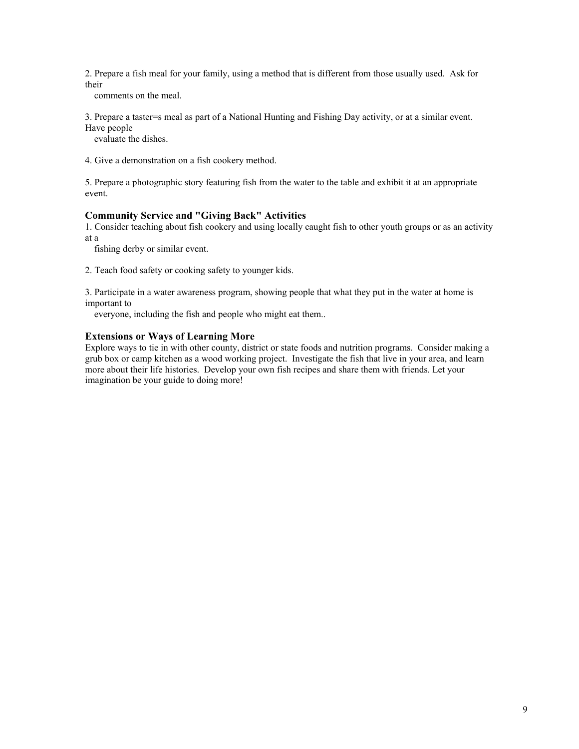2. Prepare a fish meal for your family, using a method that is different from those usually used. Ask for their comments on the meal.

3. Prepare a taster=s meal as part of a National Hunting and Fishing Day activity, or at a similar event. Have people evaluate the dishes.

4. Give a demonstration on a fish cookery method.

5. Prepare a photographic story featuring fish from the water to the table and exhibit it at an appropriate event.

### Community Service and "Giving Back" Activities

1. Consider teaching about fish cookery and using locally caught fish to other youth groups or as an activity at a fishing derby or similar event.

2. Teach food safety or cooking safety to younger kids.

3. Participate in a water awareness program, showing people that what they put in the water at home is important to everyone, including the fish and people who might eat them..

### Extensions or Ways of Learning More

Explore ways to tie in with other county, district or state foods and nutrition programs. Consider making a grub box or camp kitchen as a wood working project. Investigate the fish that live in your area, and learn more about their life histories. Develop your own fish recipes and share them with friends. Let your imagination be your guide to doing more!